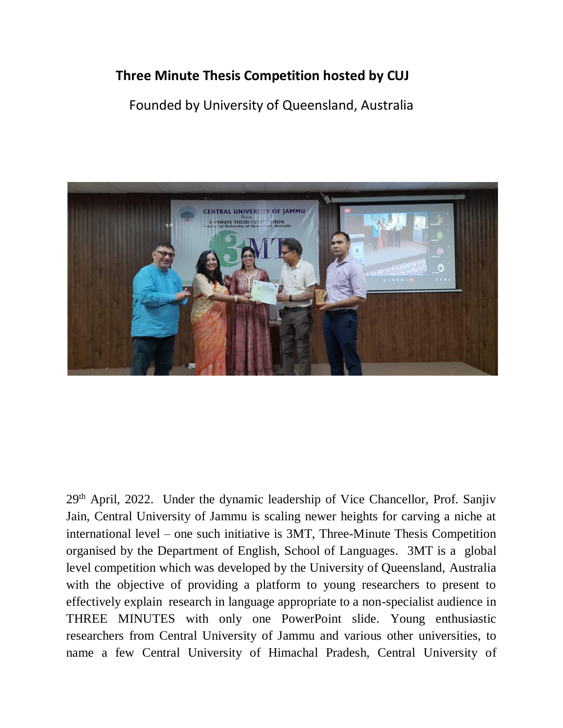# Three Minute Thesis Competition hosted by CUJ

Founded by University of Queensland, Australia

29th April, 2022. Under the dynamic leadership of Vice Chancellor, Prof. Sanjiv Jain, Central University of Jammu is scaling newer heights for carving a niche at international level – one such initiative is 3MT, Three-Minute Thesis Competition organised by the Department of English, School of Languages. 3MT is a global level competition which was developed by the University of Queensland, Australia with the objective of providing a platform to young researchers to present to effectively explain research in language appropriate to a non-specialist audience in THREE MINUTES with only one PowerPoint slide. Young enthusiastic researchers from Central University of Jammu and various other universities, to name a few Central University of Himachal Pradesh, Central University of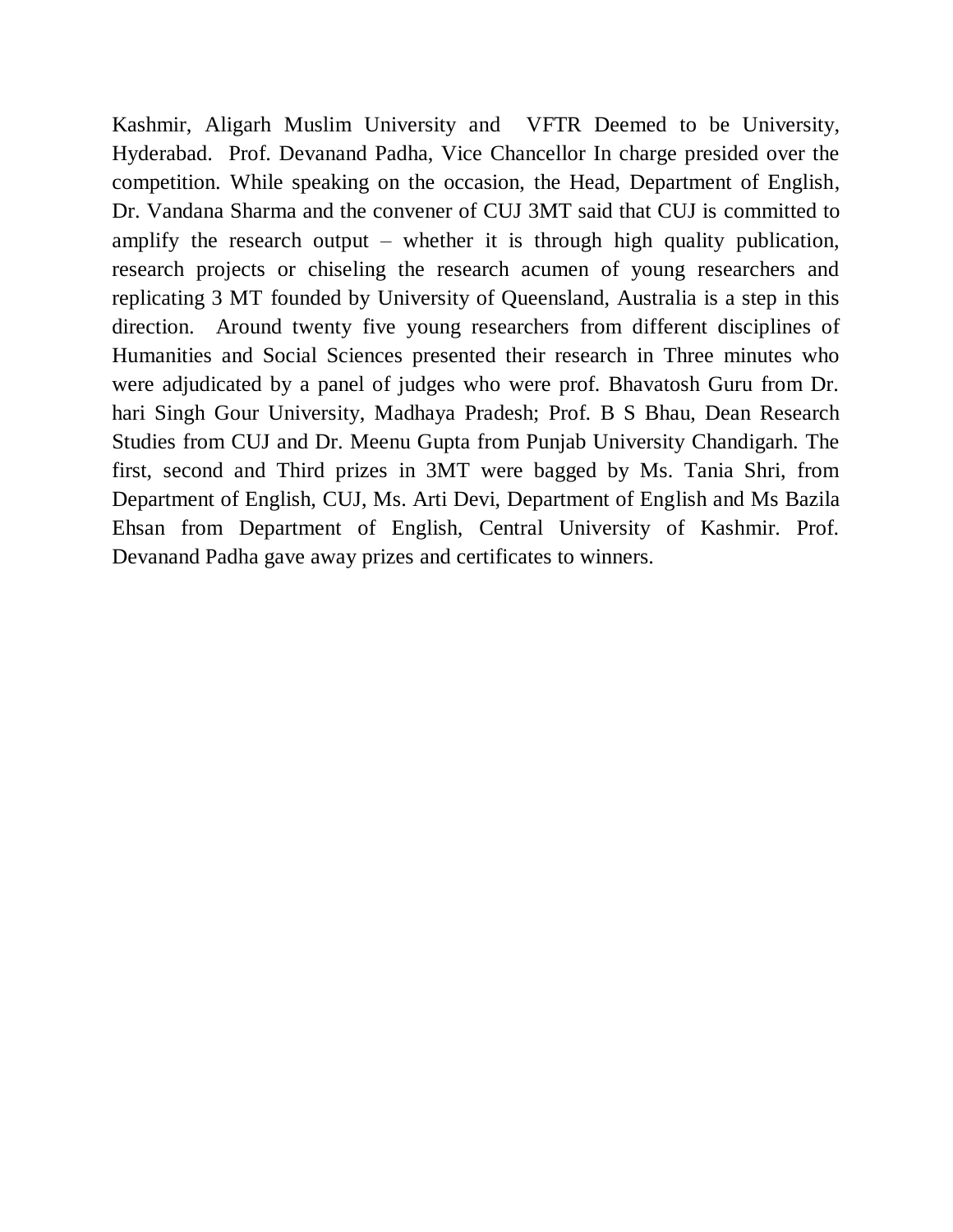Kashmir, Aligarh Muslim University and VFTR Deemed to be University, Hyderabad. Prof. Devanand Padha, Vice Chancellor In charge presided over the competition. While speaking on the occasion, the Head, Department of English, Dr. Vandana Sharma and the convener of CUJ 3MT said that CUJ is committed to amplify the research output – whether it is through high quality publication, research projects or chiseling the research acumen of young researchers and replicating 3 MT founded by University of Queensland, Australia is a step in this direction. Around twenty five young researchers from different disciplines of Humanities and Social Sciences presented their research in Three minutes who were adjudicated by a panel of judges who were prof. Bhavatosh Guru from Dr. hari Singh Gour University, Madhaya Pradesh; Prof. B S Bhau, Dean Research Studies from CUJ and Dr. Meenu Gupta from Punjab University Chandigarh. The first, second and Third prizes in 3MT were bagged by Ms. Tania Shri, from Department of English, CUJ, Ms. Arti Devi, Department of English and Ms Bazila Ehsan from Department of English, Central University of Kashmir. Prof. Devanand Padha gave away prizes and certificates to winners.